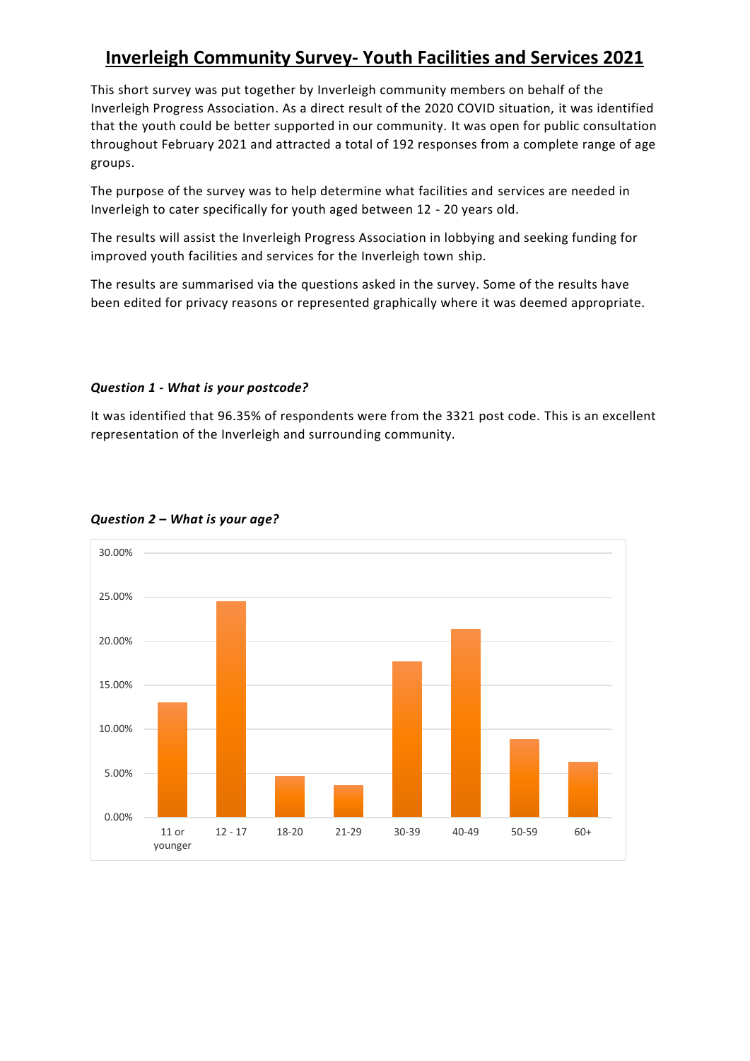# Inverleigh Community Survey- Youth Facilities and Services 2021

This short survey was put together by Inverleigh community members on behalf of the Inverleigh Progress Association. As a direct result of the 2020 COVID situation, it was identified that the youth could be better supported in our community. It was open for public consultation throughout February 2021 and attracted a total of 192 responses from a complete range of age groups.

The purpose of the survey was to help determine what facilities and services are needed in Inverleigh to cater specifically for youth aged between 12 - 20 years old.

The results will assist the Inverleigh Progress Association in lobbying and seeking funding for improved youth facilities and services for the Inverleigh town ship.

The results are summarised via the questions asked in the survey. Some of the results have been edited for privacy reasons or represented graphically where it was deemed appropriate.

***Question 1 - What is your postcode?***

It was identified that 96.35% of respondents were from the 3321 post code. This is an excellent representation of the Inverleigh and surrounding community.

***Question 2 – What is your age?***

| Age | Percentage (approx.) |
|---|---|
| 11 or younger | 13% |
| 12 - 17 | 24.5% |
| 18-20 | 4.7% |
| 21-29 | 3.6% |
| 30-39 | 17.7% |
| 40-49 | 21.4% |
| 50-59 | 8.9% |
| 60+ | 6.3% |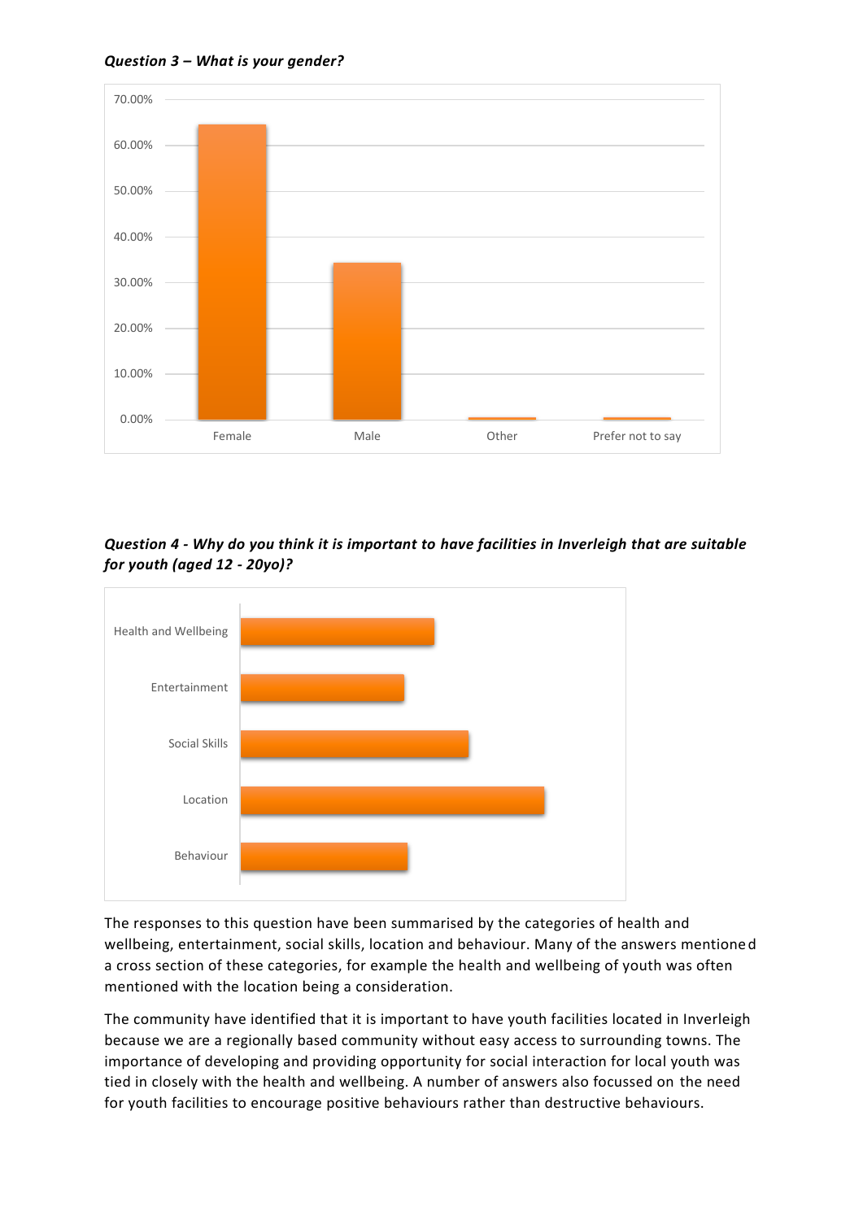***Question 3 – What is your gender?***

***Question 4 - Why do you think it is important to have facilities in Inverleigh that are suitable for youth (aged 12 - 20yo)?***

The responses to this question have been summarised by the categories of health and wellbeing, entertainment, social skills, location and behaviour. Many of the answers mentioned a cross section of these categories, for example the health and wellbeing of youth was often mentioned with the location being a consideration.

The community have identified that it is important to have youth facilities located in Inverleigh because we are a regionally based community without easy access to surrounding towns. The importance of developing and providing opportunity for social interaction for local youth was tied in closely with the health and wellbeing. A number of answers also focussed on the need for youth facilities to encourage positive behaviours rather than destructive behaviours.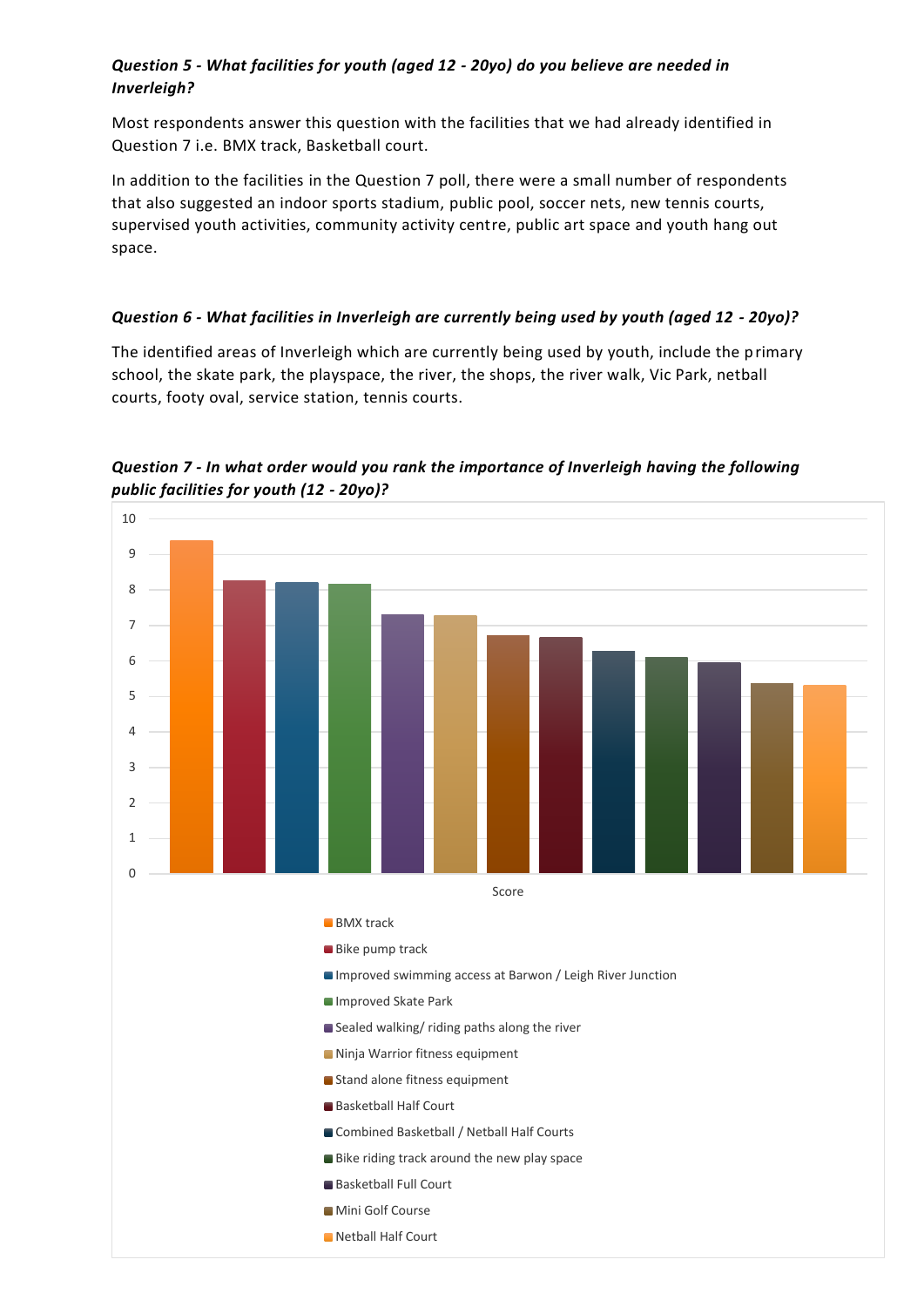***Question 5 - What facilities for youth (aged 12 - 20yo) do you believe are needed in Inverleigh?***

Most respondents answer this question with the facilities that we had already identified in Question 7 i.e. BMX track, Basketball court.

In addition to the facilities in the Question 7 poll, there were a small number of respondents that also suggested an indoor sports stadium, public pool, soccer nets, new tennis courts, supervised youth activities, community activity centre, public art space and youth hang out space.

***Question 6 - What facilities in Inverleigh are currently being used by youth (aged 12 - 20yo)?***

The identified areas of Inverleigh which are currently being used by youth, include the primary school, the skate park, the playspace, the river, the shops, the river walk, Vic Park, netball courts, footy oval, service station, tennis courts.

***Question 7 - In what order would you rank the importance of Inverleigh having the following public facilities for youth (12 - 20yo)?***

| Facility | Score |
|---|---|
| BMX track | 9.4 |
| Bike pump track | 8.3 |
| Improved swimming access at Barwon / Leigh River Junction | 8.2 |
| Improved Skate Park | 8.2 |
| Sealed walking/ riding paths along the river | 7.3 |
| Ninja Warrior fitness equipment | 7.3 |
| Stand alone fitness equipment | 6.7 |
| Basketball Half Court | 6.7 |
| Combined Basketball / Netball Half Courts | 6.3 |
| Bike riding track around the new play space | 6.1 |
| Basketball Full Court | 6.0 |
| Mini Golf Course | 5.4 |
| Netball Half Court | 5.3 |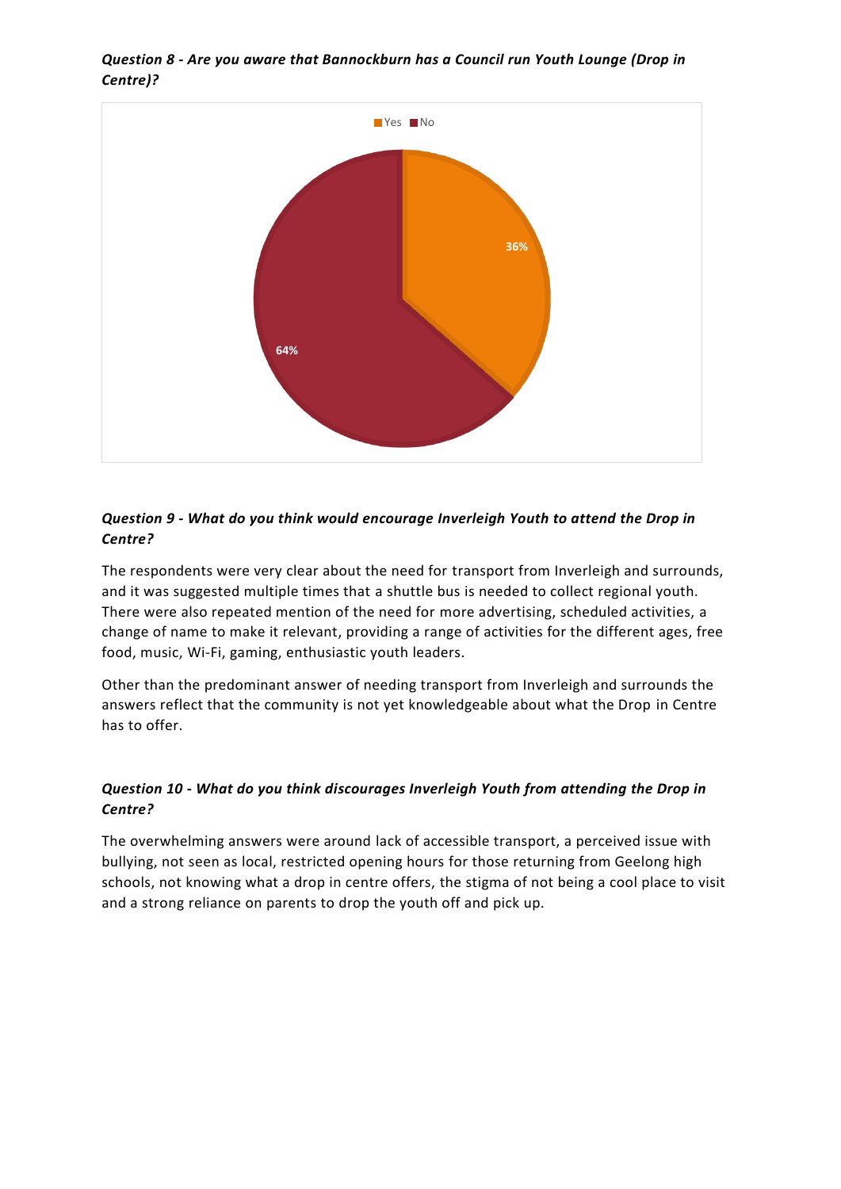***Question 8 - Are you aware that Bannockburn has a Council run Youth Lounge (Drop in Centre)?***

Yes No

36%

64%

***Question 9 - What do you think would encourage Inverleigh Youth to attend the Drop in Centre?***

The respondents were very clear about the need for transport from Inverleigh and surrounds, and it was suggested multiple times that a shuttle bus is needed to collect regional youth. There were also repeated mention of the need for more advertising, scheduled activities, a change of name to make it relevant, providing a range of activities for the different ages, free food, music, Wi-Fi, gaming, enthusiastic youth leaders.

Other than the predominant answer of needing transport from Inverleigh and surrounds the answers reflect that the community is not yet knowledgeable about what the Drop in Centre has to offer.

***Question 10 - What do you think discourages Inverleigh Youth from attending the Drop in Centre?***

The overwhelming answers were around lack of accessible transport, a perceived issue with bullying, not seen as local, restricted opening hours for those returning from Geelong high schools, not knowing what a drop in centre offers, the stigma of not being a cool place to visit and a strong reliance on parents to drop the youth off and pick up.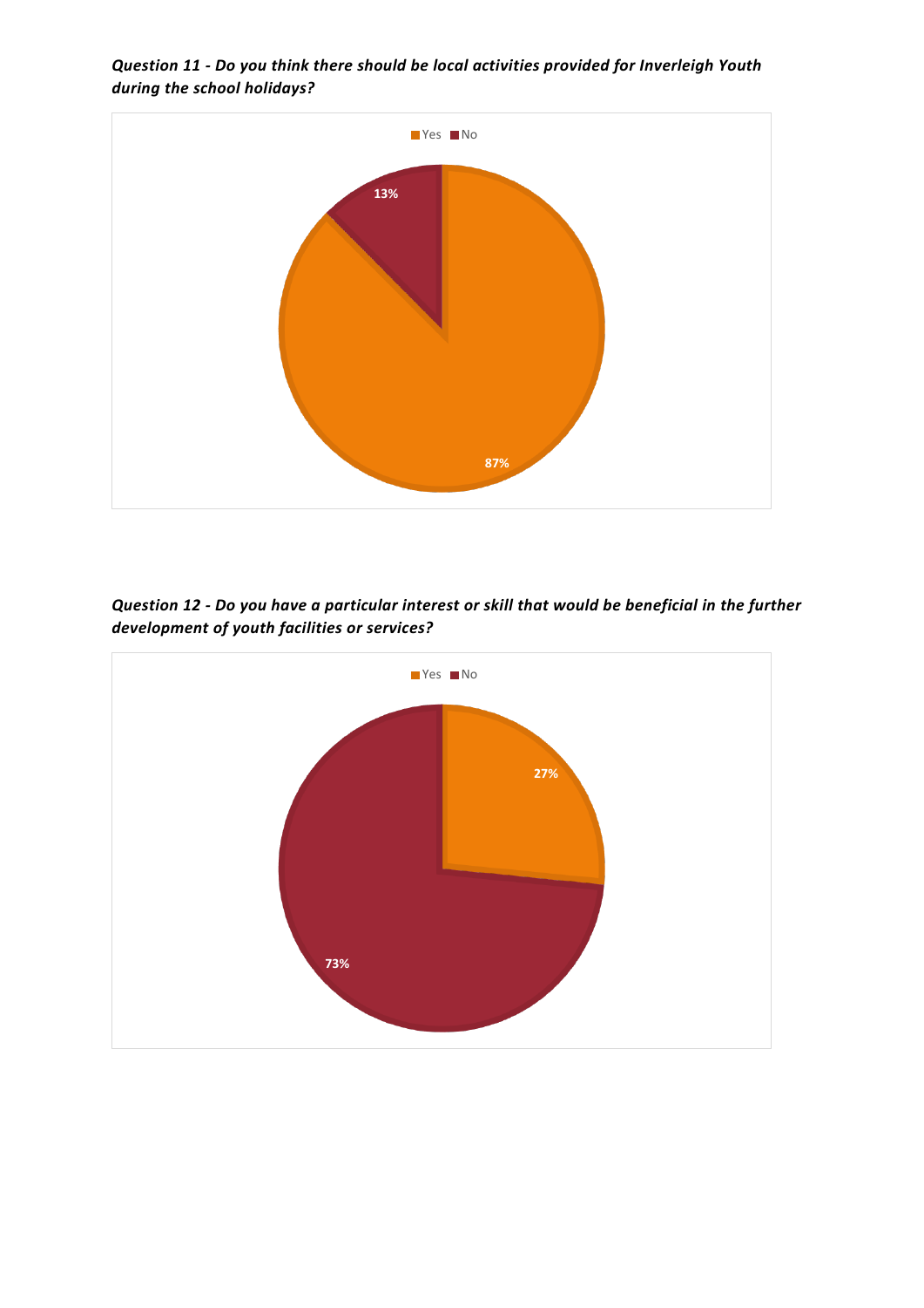***Question 11 - Do you think there should be local activities provided for Inverleigh Youth during the school holidays?***

Yes No

13%

87%

***Question 12 - Do you have a particular interest or skill that would be beneficial in the further development of youth facilities or services?***

Yes No

27%

73%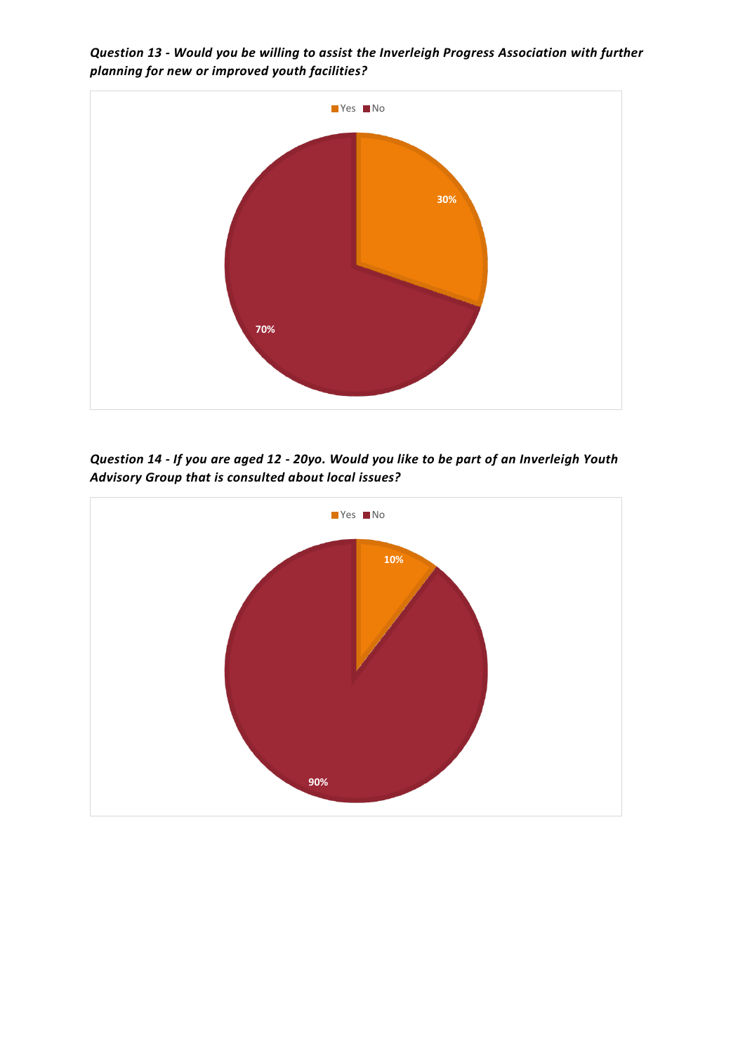***Question 13 - Would you be willing to assist the Inverleigh Progress Association with further planning for new or improved youth facilities?***

Yes No

30%

70%

***Question 14 - If you are aged 12 - 20yo. Would you like to be part of an Inverleigh Youth Advisory Group that is consulted about local issues?***

Yes No

10%

90%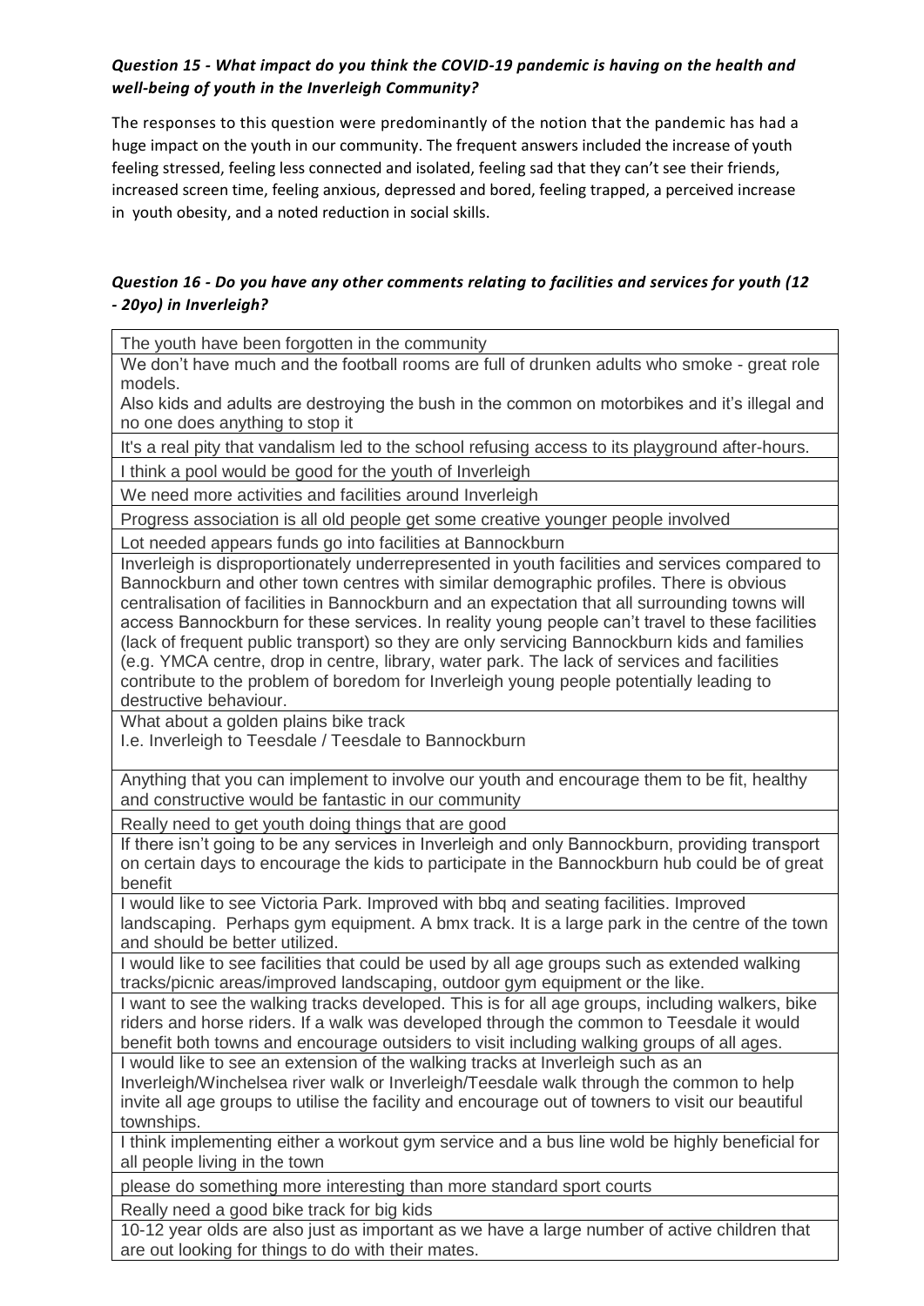***Question 15 - What impact do you think the COVID-19 pandemic is having on the health and well-being of youth in the Inverleigh Community?***

The responses to this question were predominantly of the notion that the pandemic has had a huge impact on the youth in our community. The frequent answers included the increase of youth feeling stressed, feeling less connected and isolated, feeling sad that they can't see their friends, increased screen time, feeling anxious, depressed and bored, feeling trapped, a perceived increase in youth obesity, and a noted reduction in social skills.

***Question 16 - Do you have any other comments relating to facilities and services for youth (12 - 20yo) in Inverleigh?***

| |
|---|
| The youth have been forgotten in the community |
| We don't have much and the football rooms are full of drunken adults who smoke - great role models.<br>Also kids and adults are destroying the bush in the common on motorbikes and it's illegal and no one does anything to stop it |
| It's a real pity that vandalism led to the school refusing access to its playground after-hours. |
| I think a pool would be good for the youth of Inverleigh |
| We need more activities and facilities around Inverleigh |
| Progress association is all old people get some creative younger people involved |
| Lot needed appears funds go into facilities at Bannockburn |
| Inverleigh is disproportionately underrepresented in youth facilities and services compared to Bannockburn and other town centres with similar demographic profiles. There is obvious centralisation of facilities in Bannockburn and an expectation that all surrounding towns will access Bannockburn for these services. In reality young people can't travel to these facilities (lack of frequent public transport) so they are only servicing Bannockburn kids and families (e.g. YMCA centre, drop in centre, library, water park. The lack of services and facilities contribute to the problem of boredom for Inverleigh young people potentially leading to destructive behaviour. |
| What about a golden plains bike track<br>I.e. Inverleigh to Teesdale / Teesdale to Bannockburn |
| Anything that you can implement to involve our youth and encourage them to be fit, healthy and constructive would be fantastic in our community |
| Really need to get youth doing things that are good |
| If there isn't going to be any services in Inverleigh and only Bannockburn, providing transport on certain days to encourage the kids to participate in the Bannockburn hub could be of great benefit |
| I would like to see Victoria Park. Improved with bbq and seating facilities. Improved landscaping. Perhaps gym equipment. A bmx track. It is a large park in the centre of the town and should be better utilized. |
| I would like to see facilities that could be used by all age groups such as extended walking tracks/picnic areas/improved landscaping, outdoor gym equipment or the like. |
| I want to see the walking tracks developed. This is for all age groups, including walkers, bike riders and horse riders. If a walk was developed through the common to Teesdale it would benefit both towns and encourage outsiders to visit including walking groups of all ages. |
| I would like to see an extension of the walking tracks at Inverleigh such as an Inverleigh/Winchelsea river walk or Inverleigh/Teesdale walk through the common to help invite all age groups to utilise the facility and encourage out of towners to visit our beautiful townships. |
| I think implementing either a workout gym service and a bus line wold be highly beneficial for all people living in the town |
| please do something more interesting than more standard sport courts |
| Really need a good bike track for big kids |
| 10-12 year olds are also just as important as we have a large number of active children that are out looking for things to do with their mates. |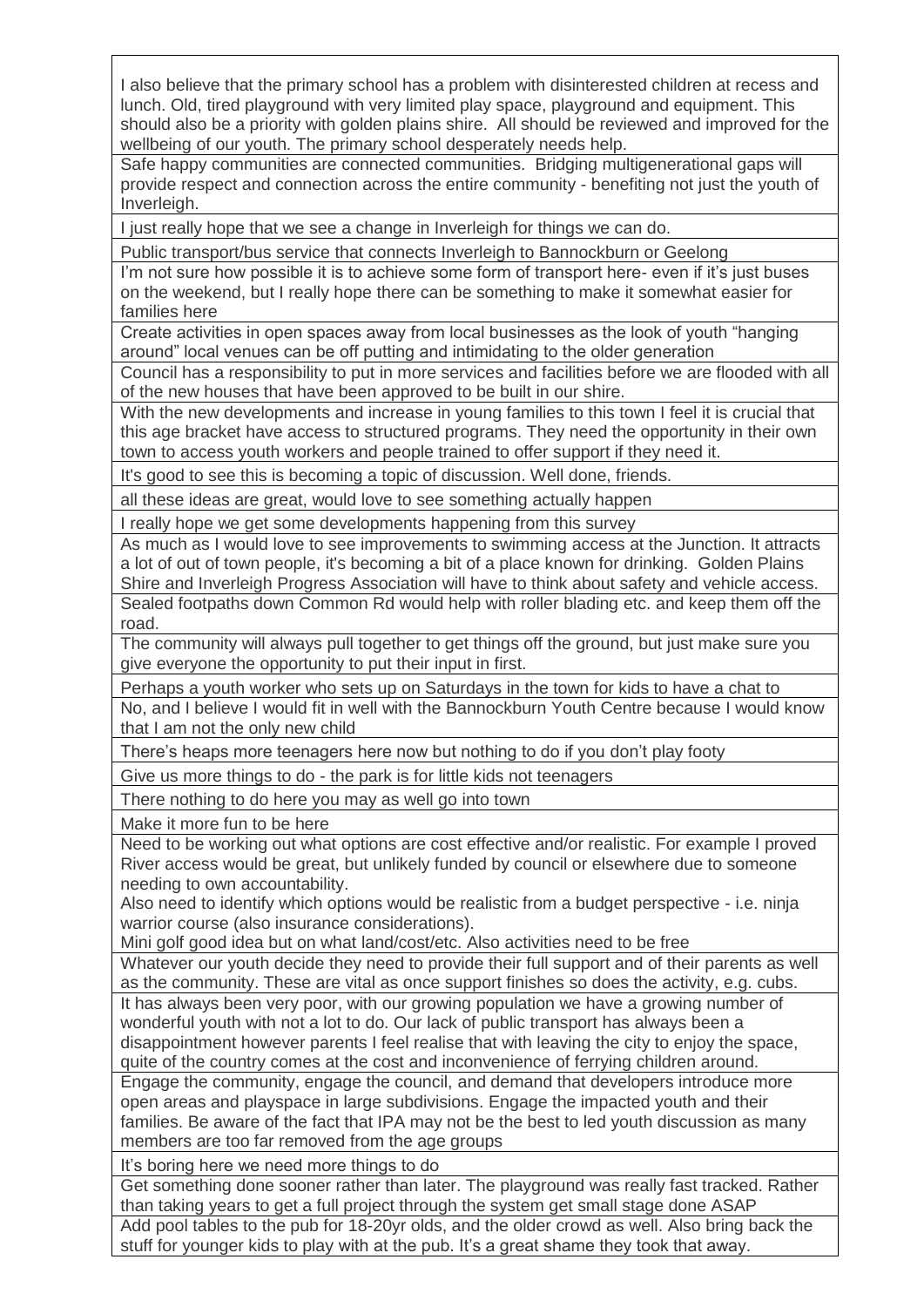| |
|---|
| I also believe that the primary school has a problem with disinterested children at recess and lunch. Old, tired playground with very limited play space, playground and equipment. This should also be a priority with golden plains shire. All should be reviewed and improved for the wellbeing of our youth. The primary school desperately needs help. |
| Safe happy communities are connected communities. Bridging multigenerational gaps will provide respect and connection across the entire community - benefiting not just the youth of Inverleigh. |
| I just really hope that we see a change in Inverleigh for things we can do. |
| Public transport/bus service that connects Inverleigh to Bannockburn or Geelong |
| I'm not sure how possible it is to achieve some form of transport here- even if it's just buses on the weekend, but I really hope there can be something to make it somewhat easier for families here |
| Create activities in open spaces away from local businesses as the look of youth "hanging around" local venues can be off putting and intimidating to the older generation |
| Council has a responsibility to put in more services and facilities before we are flooded with all of the new houses that have been approved to be built in our shire. |
| With the new developments and increase in young families to this town I feel it is crucial that this age bracket have access to structured programs. They need the opportunity in their own town to access youth workers and people trained to offer support if they need it. |
| It's good to see this is becoming a topic of discussion. Well done, friends. |
| all these ideas are great, would love to see something actually happen |
| I really hope we get some developments happening from this survey |
| As much as I would love to see improvements to swimming access at the Junction. It attracts a lot of out of town people, it's becoming a bit of a place known for drinking. Golden Plains Shire and Inverleigh Progress Association will have to think about safety and vehicle access. |
| Sealed footpaths down Common Rd would help with roller blading etc. and keep them off the road. |
| The community will always pull together to get things off the ground, but just make sure you give everyone the opportunity to put their input in first. |
| Perhaps a youth worker who sets up on Saturdays in the town for kids to have a chat to |
| No, and I believe I would fit in well with the Bannockburn Youth Centre because I would know that I am not the only new child |
| There's heaps more teenagers here now but nothing to do if you don't play footy |
| Give us more things to do - the park is for little kids not teenagers |
| There nothing to do here you may as well go into town |
| Make it more fun to be here |
| Need to be working out what options are cost effective and/or realistic. For example I proved River access would be great, but unlikely funded by council or elsewhere due to someone needing to own accountability.<br>Also need to identify which options would be realistic from a budget perspective - i.e. ninja warrior course (also insurance considerations).<br>Mini golf good idea but on what land/cost/etc. Also activities need to be free |
| Whatever our youth decide they need to provide their full support and of their parents as well as the community. These are vital as once support finishes so does the activity, e.g. cubs. |
| It has always been very poor, with our growing population we have a growing number of wonderful youth with not a lot to do. Our lack of public transport has always been a disappointment however parents I feel realise that with leaving the city to enjoy the space, quite of the country comes at the cost and inconvenience of ferrying children around. |
| Engage the community, engage the council, and demand that developers introduce more open areas and playspace in large subdivisions. Engage the impacted youth and their families. Be aware of the fact that IPA may not be the best to led youth discussion as many members are too far removed from the age groups |
| It's boring here we need more things to do |
| Get something done sooner rather than later. The playground was really fast tracked. Rather than taking years to get a full project through the system get small stage done ASAP |
| Add pool tables to the pub for 18-20yr olds, and the older crowd as well. Also bring back the stuff for younger kids to play with at the pub. It's a great shame they took that away. |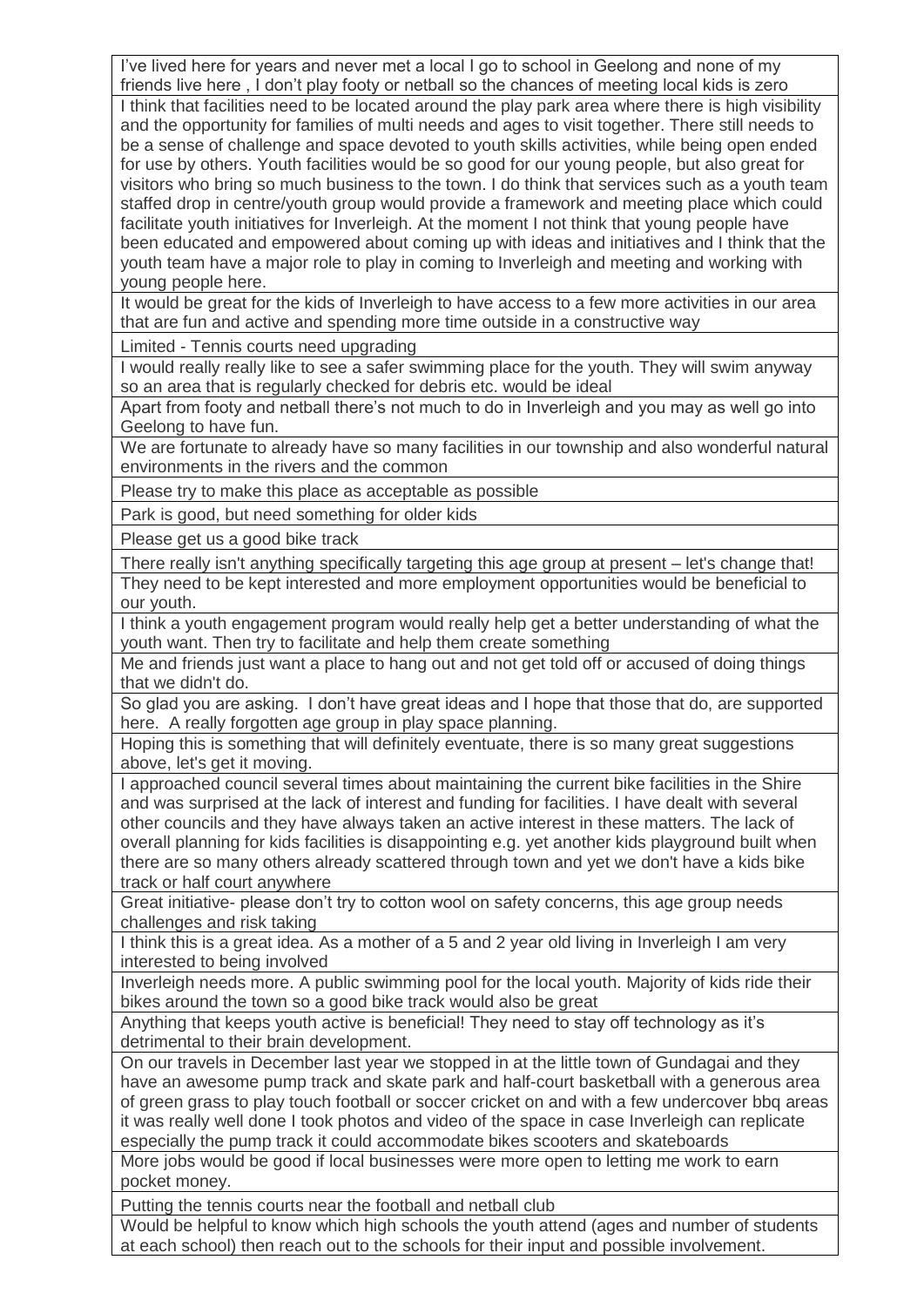| |
|---|
| I've lived here for years and never met a local I go to school in Geelong and none of my friends live here , I don't play footy or netball so the chances of meeting local kids is zero |
| I think that facilities need to be located around the play park area where there is high visibility and the opportunity for families of multi needs and ages to visit together. There still needs to be a sense of challenge and space devoted to youth skills activities, while being open ended for use by others. Youth facilities would be so good for our young people, but also great for visitors who bring so much business to the town. I do think that services such as a youth team staffed drop in centre/youth group would provide a framework and meeting place which could facilitate youth initiatives for Inverleigh. At the moment I not think that young people have been educated and empowered about coming up with ideas and initiatives and I think that the youth team have a major role to play in coming to Inverleigh and meeting and working with young people here. |
| It would be great for the kids of Inverleigh to have access to a few more activities in our area that are fun and active and spending more time outside in a constructive way |
| Limited - Tennis courts need upgrading |
| I would really really like to see a safer swimming place for the youth. They will swim anyway so an area that is regularly checked for debris etc. would be ideal |
| Apart from footy and netball there's not much to do in Inverleigh and you may as well go into Geelong to have fun. |
| We are fortunate to already have so many facilities in our township and also wonderful natural environments in the rivers and the common |
| Please try to make this place as acceptable as possible |
| Park is good, but need something for older kids |
| Please get us a good bike track |
| There really isn't anything specifically targeting this age group at present – let's change that! |
| They need to be kept interested and more employment opportunities would be beneficial to our youth. |
| I think a youth engagement program would really help get a better understanding of what the youth want. Then try to facilitate and help them create something |
| Me and friends just want a place to hang out and not get told off or accused of doing things that we didn't do. |
| So glad you are asking. I don't have great ideas and I hope that those that do, are supported here. A really forgotten age group in play space planning. |
| Hoping this is something that will definitely eventuate, there is so many great suggestions above, let's get it moving. |
| I approached council several times about maintaining the current bike facilities in the Shire and was surprised at the lack of interest and funding for facilities. I have dealt with several other councils and they have always taken an active interest in these matters. The lack of overall planning for kids facilities is disappointing e.g. yet another kids playground built when there are so many others already scattered through town and yet we don't have a kids bike track or half court anywhere |
| Great initiative- please don't try to cotton wool on safety concerns, this age group needs challenges and risk taking |
| I think this is a great idea. As a mother of a 5 and 2 year old living in Inverleigh I am very interested to being involved |
| Inverleigh needs more. A public swimming pool for the local youth. Majority of kids ride their bikes around the town so a good bike track would also be great |
| Anything that keeps youth active is beneficial! They need to stay off technology as it's detrimental to their brain development. |
| On our travels in December last year we stopped in at the little town of Gundagai and they have an awesome pump track and skate park and half-court basketball with a generous area of green grass to play touch football or soccer cricket on and with a few undercover bbq areas it was really well done I took photos and video of the space in case Inverleigh can replicate especially the pump track it could accommodate bikes scooters and skateboards |
| More jobs would be good if local businesses were more open to letting me work to earn pocket money. |
| Putting the tennis courts near the football and netball club |
| Would be helpful to know which high schools the youth attend (ages and number of students at each school) then reach out to the schools for their input and possible involvement. |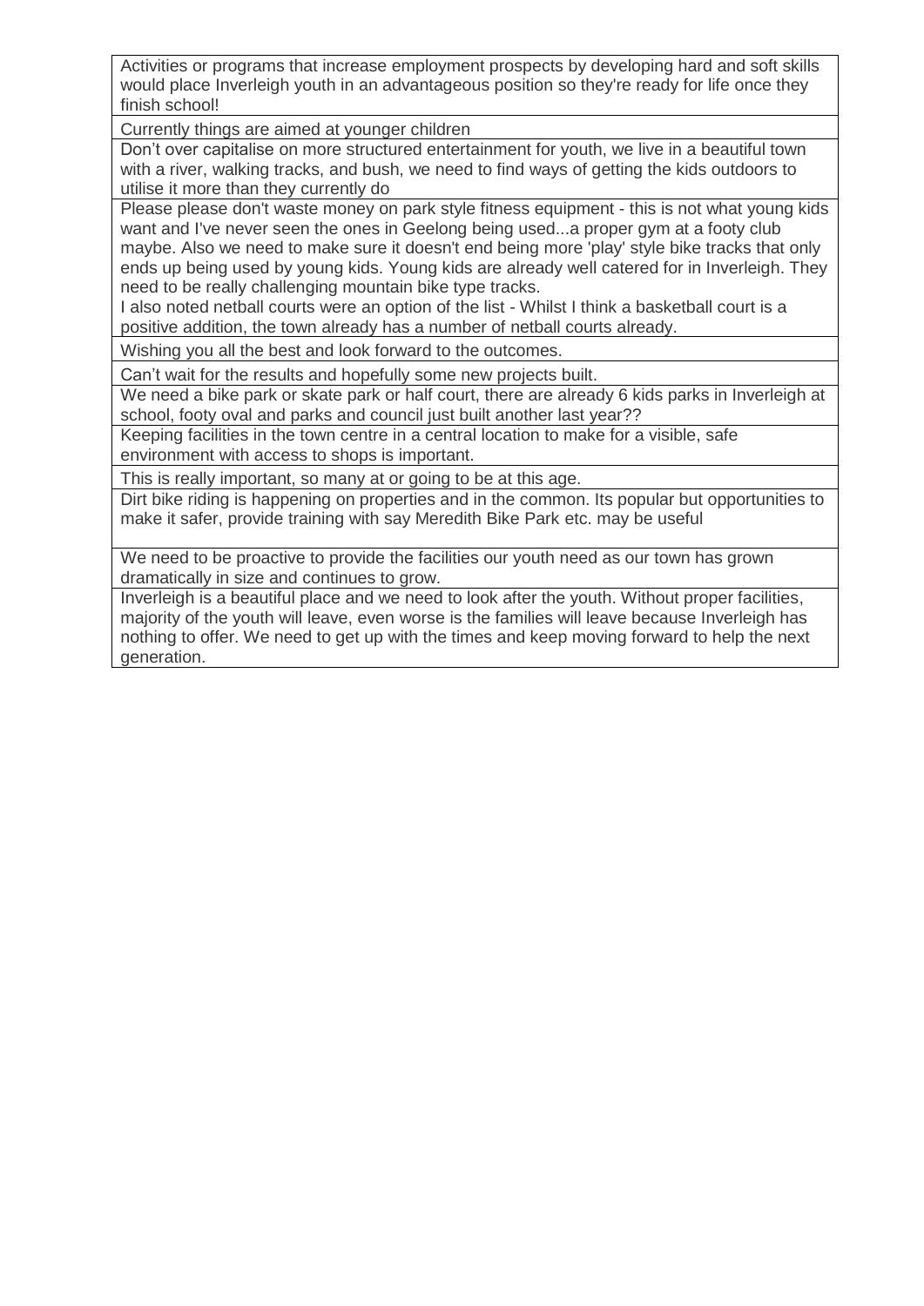| |
|---|
| Activities or programs that increase employment prospects by developing hard and soft skills would place Inverleigh youth in an advantageous position so they're ready for life once they finish school! |
| Currently things are aimed at younger children |
| Don't over capitalise on more structured entertainment for youth, we live in a beautiful town with a river, walking tracks, and bush, we need to find ways of getting the kids outdoors to utilise it more than they currently do |
| Please please don't waste money on park style fitness equipment - this is not what young kids want and I've never seen the ones in Geelong being used...a proper gym at a footy club maybe. Also we need to make sure it doesn't end being more 'play' style bike tracks that only ends up being used by young kids. Young kids are already well catered for in Inverleigh. They need to be really challenging mountain bike type tracks. I also noted netball courts were an option of the list - Whilst I think a basketball court is a positive addition, the town already has a number of netball courts already. |
| Wishing you all the best and look forward to the outcomes. |
| Can't wait for the results and hopefully some new projects built. |
| We need a bike park or skate park or half court, there are already 6 kids parks in Inverleigh at school, footy oval and parks and council just built another last year?? |
| Keeping facilities in the town centre in a central location to make for a visible, safe environment with access to shops is important. |
| This is really important, so many at or going to be at this age. |
| Dirt bike riding is happening on properties and in the common. Its popular but opportunities to make it safer, provide training with say Meredith Bike Park etc. may be useful |
| We need to be proactive to provide the facilities our youth need as our town has grown dramatically in size and continues to grow. |
| Inverleigh is a beautiful place and we need to look after the youth. Without proper facilities, majority of the youth will leave, even worse is the families will leave because Inverleigh has nothing to offer. We need to get up with the times and keep moving forward to help the next generation. |